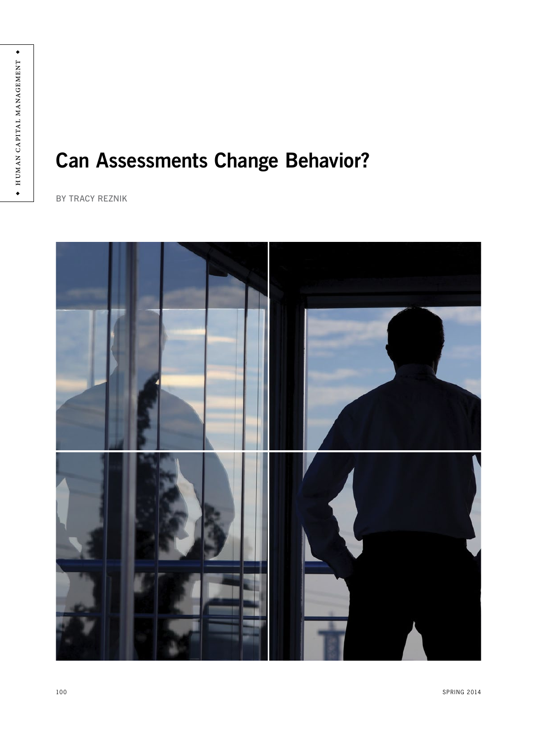# Can Assessments Change Behavior?

BY TRACY REZNIK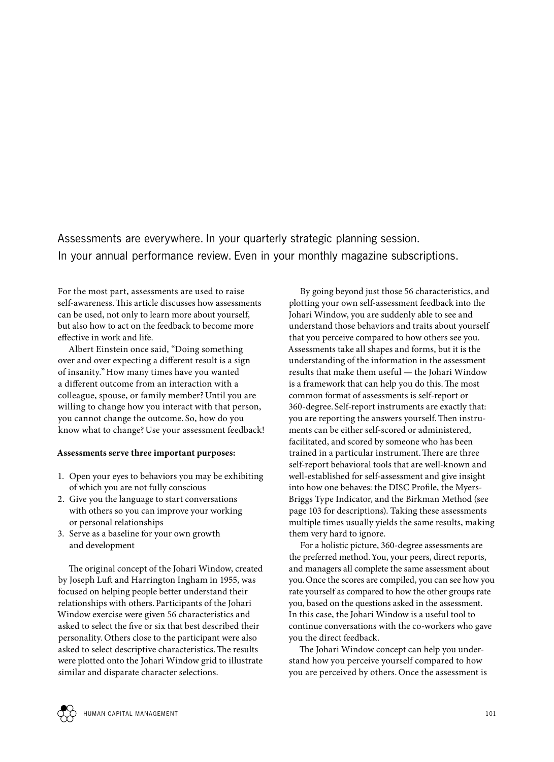Assessments are everywhere. In your quarterly strategic planning session. In your annual performance review. Even in your monthly magazine subscriptions.

For the most part, assessments are used to raise self-awareness. This article discusses how assessments can be used, not only to learn more about yourself, but also how to act on the feedback to become more effective in work and life.

Albert Einstein once said, "Doing something over and over expecting a different result is a sign of insanity." How many times have you wanted a different outcome from an interaction with a colleague, spouse, or family member? Until you are willing to change how you interact with that person, you cannot change the outcome. So, how do you know what to change? Use your assessment feedback!

**Assessments serve three important purposes:**

1. Open your eyes to behaviors you may be exhibiting of which you are not fully conscious
2. Give you the language to start conversations with others so you can improve your working or personal relationships
3. Serve as a baseline for your own growth and development

The original concept of the Johari Window, created by Joseph Luft and Harrington Ingham in 1955, was focused on helping people better understand their relationships with others. Participants of the Johari Window exercise were given 56 characteristics and asked to select the five or six that best described their personality. Others close to the participant were also asked to select descriptive characteristics. The results were plotted onto the Johari Window grid to illustrate similar and disparate character selections.

By going beyond just those 56 characteristics, and plotting your own self-assessment feedback into the Johari Window, you are suddenly able to see and understand those behaviors and traits about yourself that you perceive compared to how others see you. Assessments take all shapes and forms, but it is the understanding of the information in the assessment results that make them useful — the Johari Window is a framework that can help you do this. The most common format of assessments is self-report or 360-degree. Self-report instruments are exactly that: you are reporting the answers yourself. Then instruments can be either self-scored or administered, facilitated, and scored by someone who has been trained in a particular instrument. There are three self-report behavioral tools that are well-known and well-established for self-assessment and give insight into how one behaves: the DISC Profile, the Myers-Briggs Type Indicator, and the Birkman Method (see page 103 for descriptions). Taking these assessments multiple times usually yields the same results, making them very hard to ignore.

For a holistic picture, 360-degree assessments are the preferred method. You, your peers, direct reports, and managers all complete the same assessment about you. Once the scores are compiled, you can see how you rate yourself as compared to how the other groups rate you, based on the questions asked in the assessment. In this case, the Johari Window is a useful tool to continue conversations with the co-workers who gave you the direct feedback.

The Johari Window concept can help you understand how you perceive yourself compared to how you are perceived by others. Once the assessment is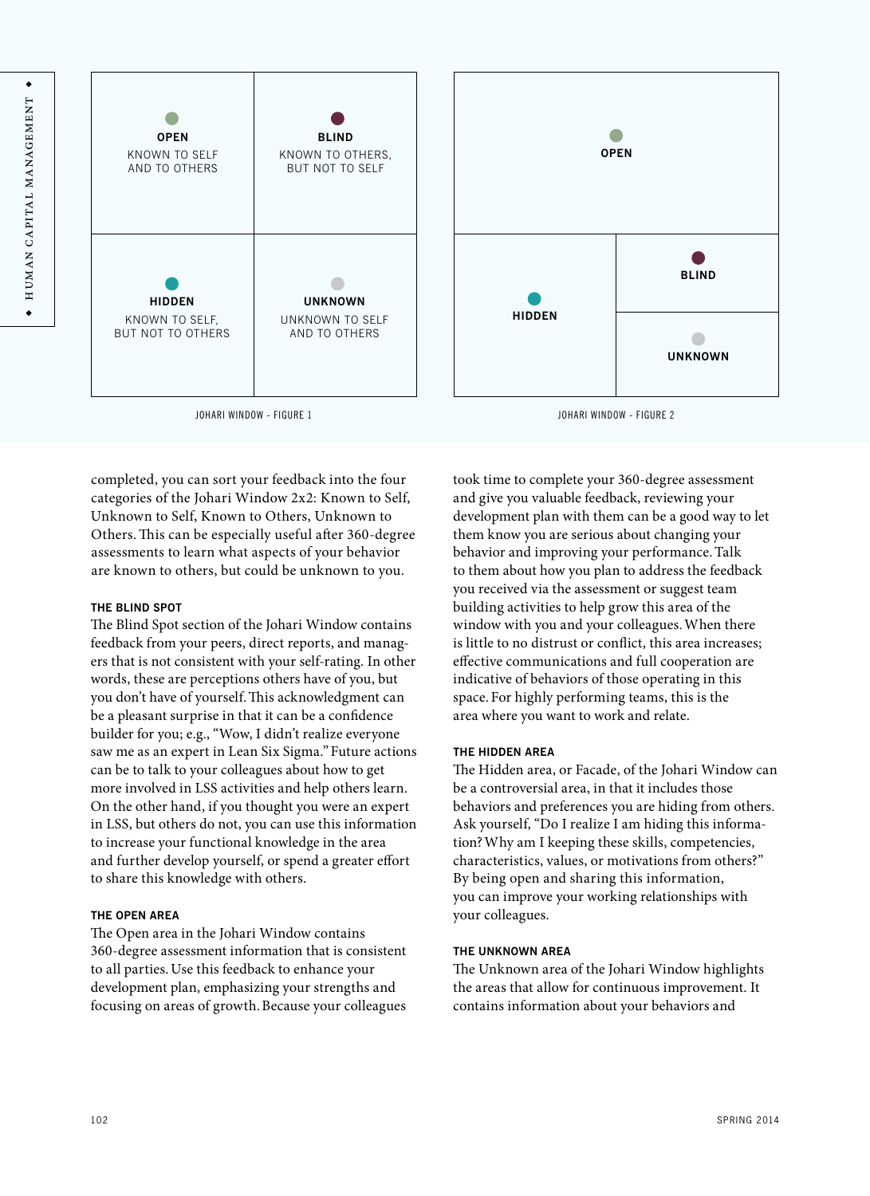| OPEN<br>KNOWN TO SELF AND TO OTHERS | BLIND<br>KNOWN TO OTHERS, BUT NOT TO SELF |
|---|---|
| HIDDEN<br>KNOWN TO SELF, BUT NOT TO OTHERS | UNKNOWN<br>UNKNOWN TO SELF AND TO OTHERS |

JOHARI WINDOW - FIGURE 1

| OPEN | |
|---|---|
| HIDDEN | BLIND |
| | UNKNOWN |

JOHARI WINDOW - FIGURE 2

completed, you can sort your feedback into the four categories of the Johari Window 2x2: Known to Self, Unknown to Self, Known to Others, Unknown to Others. This can be especially useful after 360-degree assessments to learn what aspects of your behavior are known to others, but could be unknown to you.

#### THE BLIND SPOT

The Blind Spot section of the Johari Window contains feedback from your peers, direct reports, and managers that is not consistent with your self-rating. In other words, these are perceptions others have of you, but you don't have of yourself. This acknowledgment can be a pleasant surprise in that it can be a confidence builder for you; e.g., "Wow, I didn't realize everyone saw me as an expert in Lean Six Sigma." Future actions can be to talk to your colleagues about how to get more involved in LSS activities and help others learn. On the other hand, if you thought you were an expert in LSS, but others do not, you can use this information to increase your functional knowledge in the area and further develop yourself, or spend a greater effort to share this knowledge with others.

#### THE OPEN AREA

The Open area in the Johari Window contains 360-degree assessment information that is consistent to all parties. Use this feedback to enhance your development plan, emphasizing your strengths and focusing on areas of growth. Because your colleagues took time to complete your 360-degree assessment and give you valuable feedback, reviewing your development plan with them can be a good way to let them know you are serious about changing your behavior and improving your performance. Talk to them about how you plan to address the feedback you received via the assessment or suggest team building activities to help grow this area of the window with you and your colleagues. When there is little to no distrust or conflict, this area increases; effective communications and full cooperation are indicative of behaviors of those operating in this space. For highly performing teams, this is the area where you want to work and relate.

#### THE HIDDEN AREA

The Hidden area, or Facade, of the Johari Window can be a controversial area, in that it includes those behaviors and preferences you are hiding from others. Ask yourself, "Do I realize I am hiding this information? Why am I keeping these skills, competencies, characteristics, values, or motivations from others?" By being open and sharing this information, you can improve your working relationships with your colleagues.

#### THE UNKNOWN AREA

The Unknown area of the Johari Window highlights the areas that allow for continuous improvement. It contains information about your behaviors and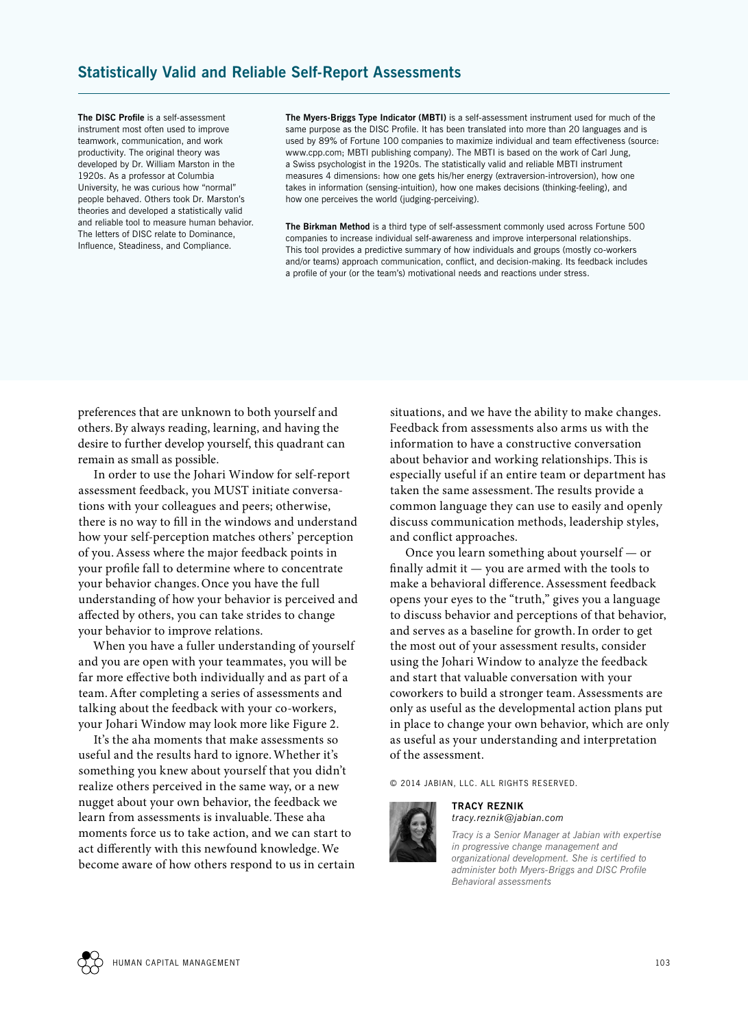## Statistically Valid and Reliable Self-Report Assessments

**The DISC Profile** is a self-assessment instrument most often used to improve teamwork, communication, and work productivity. The original theory was developed by Dr. William Marston in the 1920s. As a professor at Columbia University, he was curious how "normal" people behaved. Others took Dr. Marston's theories and developed a statistically valid and reliable tool to measure human behavior. The letters of DISC relate to Dominance, Influence, Steadiness, and Compliance.

**The Myers-Briggs Type Indicator (MBTI)** is a self-assessment instrument used for much of the same purpose as the DISC Profile. It has been translated into more than 20 languages and is used by 89% of Fortune 100 companies to maximize individual and team effectiveness (source: www.cpp.com; MBTI publishing company). The MBTI is based on the work of Carl Jung, a Swiss psychologist in the 1920s. The statistically valid and reliable MBTI instrument measures 4 dimensions: how one gets his/her energy (extraversion-introversion), how one takes in information (sensing-intuition), how one makes decisions (thinking-feeling), and how one perceives the world (judging-perceiving).

**The Birkman Method** is a third type of self-assessment commonly used across Fortune 500 companies to increase individual self-awareness and improve interpersonal relationships. This tool provides a predictive summary of how individuals and groups (mostly co-workers and/or teams) approach communication, conflict, and decision-making. Its feedback includes a profile of your (or the team's) motivational needs and reactions under stress.

preferences that are unknown to both yourself and others. By always reading, learning, and having the desire to further develop yourself, this quadrant can remain as small as possible.

In order to use the Johari Window for self-report assessment feedback, you MUST initiate conversations with your colleagues and peers; otherwise, there is no way to fill in the windows and understand how your self-perception matches others' perception of you. Assess where the major feedback points in your profile fall to determine where to concentrate your behavior changes. Once you have the full understanding of how your behavior is perceived and affected by others, you can take strides to change your behavior to improve relations.

When you have a fuller understanding of yourself and you are open with your teammates, you will be far more effective both individually and as part of a team. After completing a series of assessments and talking about the feedback with your co-workers, your Johari Window may look more like Figure 2.

It's the aha moments that make assessments so useful and the results hard to ignore. Whether it's something you knew about yourself that you didn't realize others perceived in the same way, or a new nugget about your own behavior, the feedback we learn from assessments is invaluable. These aha moments force us to take action, and we can start to act differently with this newfound knowledge. We become aware of how others respond to us in certain situations, and we have the ability to make changes. Feedback from assessments also arms us with the information to have a constructive conversation about behavior and working relationships. This is especially useful if an entire team or department has taken the same assessment. The results provide a common language they can use to easily and openly discuss communication methods, leadership styles, and conflict approaches.

Once you learn something about yourself — or finally admit it — you are armed with the tools to make a behavioral difference. Assessment feedback opens your eyes to the "truth," gives you a language to discuss behavior and perceptions of that behavior, and serves as a baseline for growth. In order to get the most out of your assessment results, consider using the Johari Window to analyze the feedback and start that valuable conversation with your coworkers to build a stronger team. Assessments are only as useful as the developmental action plans put in place to change your own behavior, which are only as useful as your understanding and interpretation of the assessment.

© 2014 JABIAN, LLC. ALL RIGHTS RESERVED.

**TRACY REZNIK**
*tracy.reznik@jabian.com*

*Tracy is a Senior Manager at Jabian with expertise in progressive change management and organizational development. She is certified to administer both Myers-Briggs and DISC Profile Behavioral assessments*